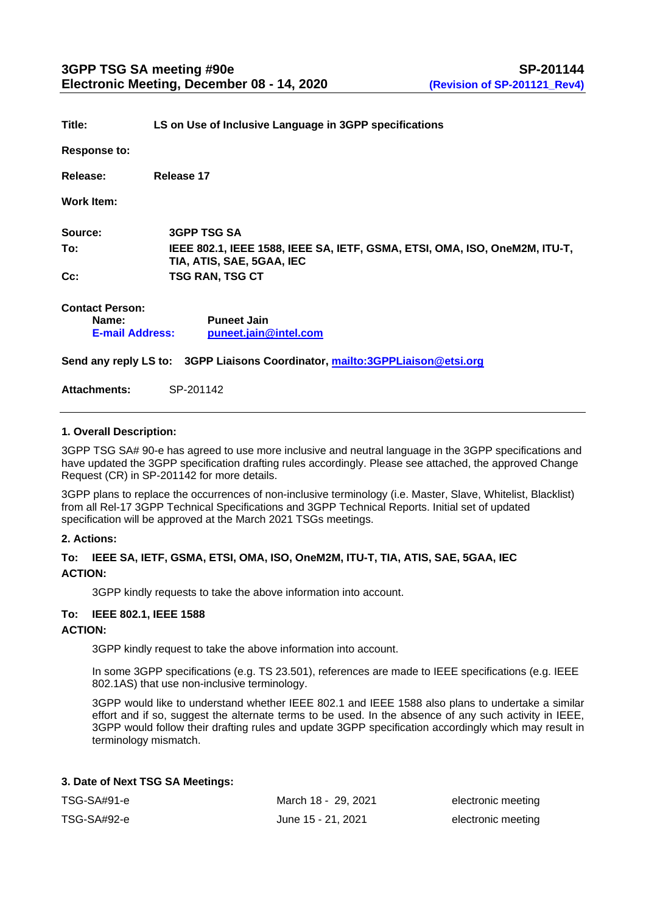**3GPP TSG SA meeting #90e** **SP-201144**
**Electronic Meeting, December 08 - 14, 2020** **(Revision of SP-201121_Rev4)**

**Title:** **LS on Use of Inclusive Language in 3GPP specifications**

**Response to:**

**Release:** **Release 17**

**Work Item:**

**Source:** **3GPP TSG SA**

**To:** **IEEE 802.1, IEEE 1588, IEEE SA, IETF, GSMA, ETSI, OMA, ISO, OneM2M, ITU-T, TIA, ATIS, SAE, 5GAA, IEC**

**Cc:** **TSG RAN, TSG CT**

**Contact Person:**
**Name:** **Puneet Jain**
**E-mail Address:** **puneet.jain@intel.com**

**Send any reply LS to:** **3GPP Liaisons Coordinator, mailto:3GPPLiaison@etsi.org**

**Attachments:** SP-201142

---

## 1. Overall Description:

3GPP TSG SA# 90-e has agreed to use more inclusive and neutral language in the 3GPP specifications and have updated the 3GPP specification drafting rules accordingly. Please see attached, the approved Change Request (CR) in SP-201142 for more details.

3GPP plans to replace the occurrences of non-inclusive terminology (i.e. Master, Slave, Whitelist, Blacklist) from all Rel-17 3GPP Technical Specifications and 3GPP Technical Reports. Initial set of updated specification will be approved at the March 2021 TSGs meetings.

## 2. Actions:

**To: IEEE SA, IETF, GSMA, ETSI, OMA, ISO, OneM2M, ITU-T, TIA, ATIS, SAE, 5GAA, IEC**

**ACTION:**

3GPP kindly requests to take the above information into account.

**To: IEEE 802.1, IEEE 1588**

**ACTION:**

3GPP kindly request to take the above information into account.

In some 3GPP specifications (e.g. TS 23.501), references are made to IEEE specifications (e.g. IEEE 802.1AS) that use non-inclusive terminology.

3GPP would like to understand whether IEEE 802.1 and IEEE 1588 also plans to undertake a similar effort and if so, suggest the alternate terms to be used. In the absence of any such activity in IEEE, 3GPP would follow their drafting rules and update 3GPP specification accordingly which may result in terminology mismatch.

## 3. Date of Next TSG SA Meetings:

| | | |
|---|---|---|
| TSG-SA#91-e | March 18 - 29, 2021 | electronic meeting |
| TSG-SA#92-e | June 15 - 21, 2021 | electronic meeting |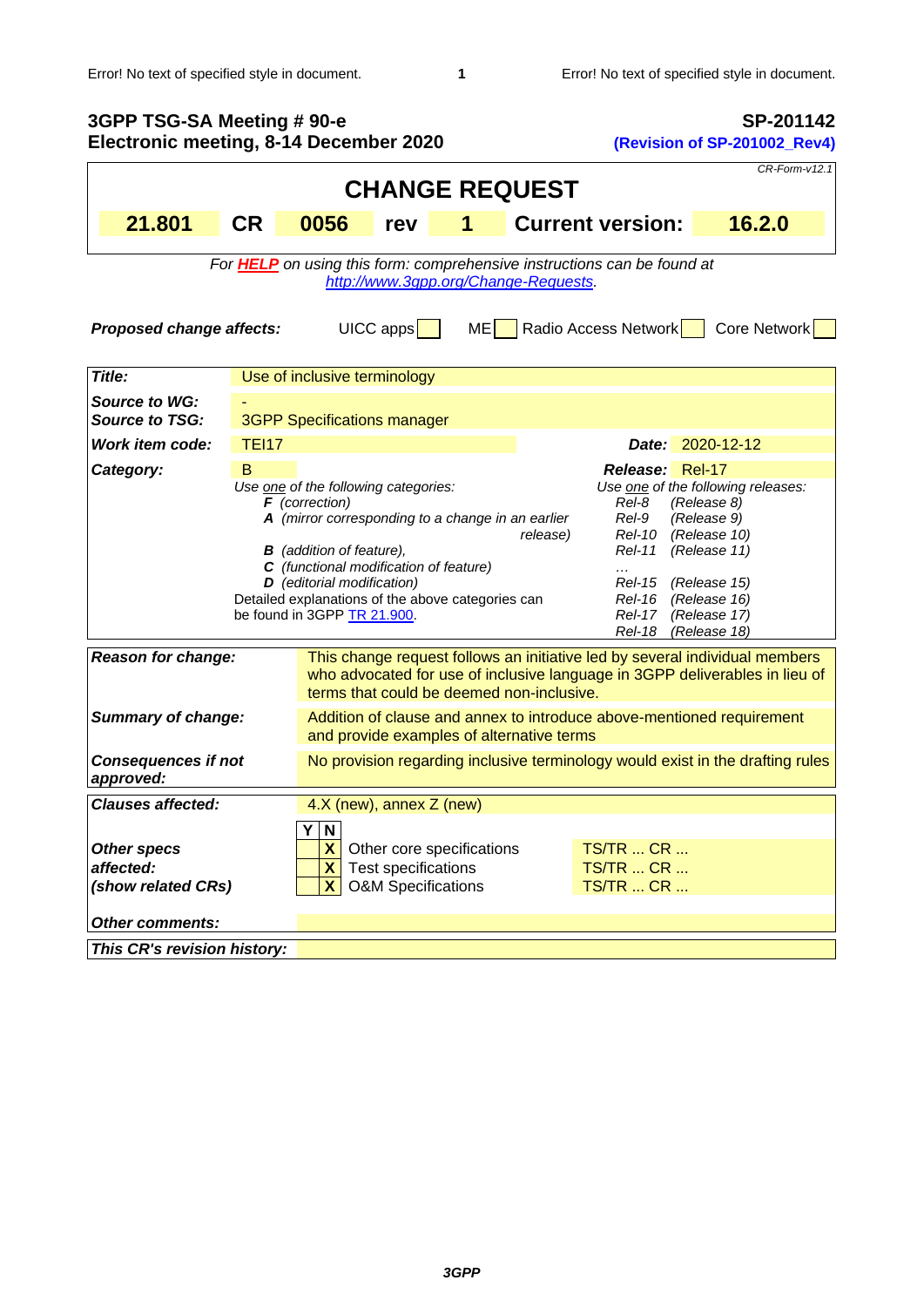**3GPP TSG-SA Meeting # 90-e** **SP-201142**
**Electronic meeting, 8-14 December 2020** **(Revision of SP-201002_Rev4)**

*CR-Form-v12.1*

# CHANGE REQUEST

| 21.801 | CR | 0056 | rev | 1 | Current version: | 16.2.0 |
|---|---|---|---|---|---|---|

*For **HELP** on using this form: comprehensive instructions can be found at http://www.3gpp.org/Change-Requests.*

| ***Proposed change affects:*** | UICC apps | ME | Radio Access Network | Core Network |
|---|---|---|---|---|
| | | | | |

| | | | |
|---|---|---|---|
| ***Title:*** | Use of inclusive terminology | | |
| ***Source to WG:*** | - | | |
| ***Source to TSG:*** | 3GPP Specifications manager | | |
| ***Work item code:*** | TEI17 | ***Date:*** | 2020-12-12 |
| ***Category:*** | B | ***Release:*** | Rel-17 |
| | *Use one of the following categories:*<br>***F*** *(correction)*<br>***A*** *(mirror corresponding to a change in an earlier release)*<br>***B*** *(addition of feature),*<br>***C*** *(functional modification of feature)*<br>***D*** *(editorial modification)*<br>Detailed explanations of the above categories can be found in 3GPP TR 21.900. | | *Use one of the following releases:*<br>*Rel-8 (Release 8)*<br>*Rel-9 (Release 9)*<br>*Rel-10 (Release 10)*<br>*Rel-11 (Release 11)*<br>*…*<br>*Rel-15 (Release 15)*<br>*Rel-16 (Release 16)*<br>*Rel-17 (Release 17)*<br>*Rel-18 (Release 18)* |

| | |
|---|---|
| ***Reason for change:*** | This change request follows an initiative led by several individual members who advocated for use of inclusive language in 3GPP deliverables in lieu of terms that could be deemed non-inclusive. |
| ***Summary of change:*** | Addition of clause and annex to introduce above-mentioned requirement and provide examples of alternative terms |
| ***Consequences if not approved:*** | No provision regarding inclusive terminology would exist in the drafting rules |

| | | | | |
|---|---|---|---|---|
| ***Clauses affected:*** | 4.X (new), annex Z (new) | | | |
| | **Y** | **N** | | |
| ***Other specs affected:*** | | **X** | Other core specifications | TS/TR ... CR ... |
| ***(show related CRs)*** | | **X** | Test specifications | TS/TR ... CR ... |
| | | **X** | O&M Specifications | TS/TR ... CR ... |
| ***Other comments:*** | | | | |
| ***This CR's revision history:*** | | | | |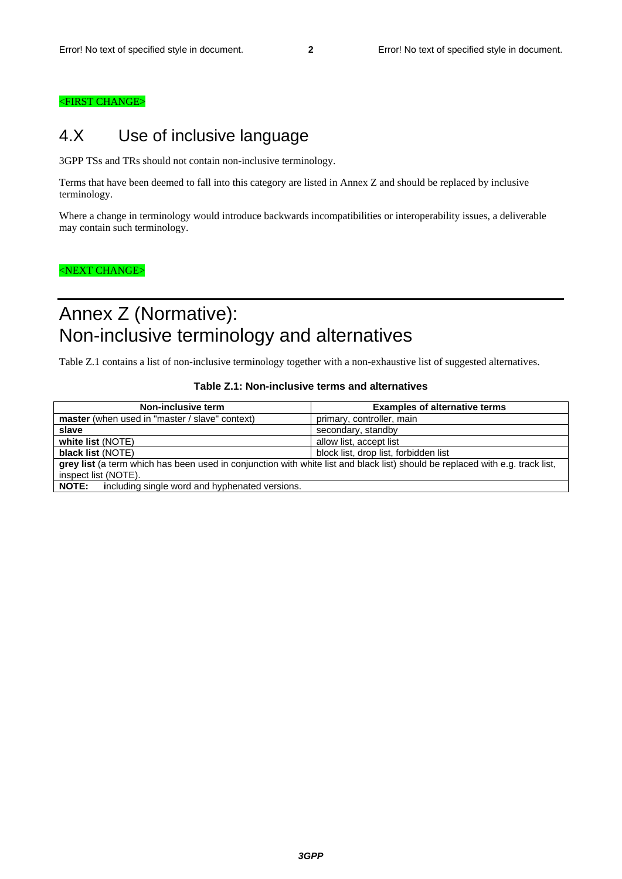<FIRST CHANGE>

## 4.X Use of inclusive language

3GPP TSs and TRs should not contain non-inclusive terminology.

Terms that have been deemed to fall into this category are listed in Annex Z and should be replaced by inclusive terminology.

Where a change in terminology would introduce backwards incompatibilities or interoperability issues, a deliverable may contain such terminology.

<NEXT CHANGE>

# Annex Z (Normative): Non-inclusive terminology and alternatives

Table Z.1 contains a list of non-inclusive terminology together with a non-exhaustive list of suggested alternatives.

**Table Z.1: Non-inclusive terms and alternatives**

| Non-inclusive term | Examples of alternative terms |
|---|---|
| **master** (when used in "master / slave" context) | primary, controller, main |
| **slave** | secondary, standby |
| **white list** (NOTE) | allow list, accept list |
| **black list** (NOTE) | block list, drop list, forbidden list |
| **grey list** (a term which has been used in conjunction with white list and black list) should be replaced with e.g. track list, inspect list (NOTE). | |
| **NOTE:** including single word and hyphenated versions. | |